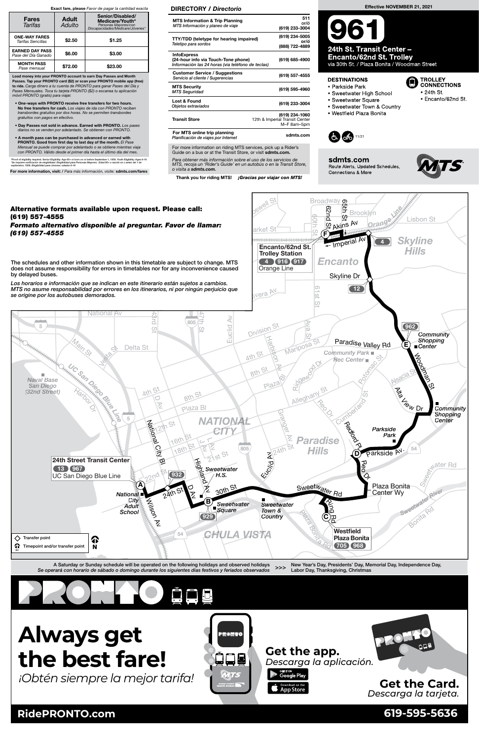**Exact fare, please** *Favor de pagar la cantidad exacta*

| Fares *Tarifas* | Adult *Adulto* | Senior/Disabled/ Medicare/Youth* *Personas Mayores/con Discapacidades/Medicare/Jóvenes** |
|---|---|---|
| ONE-WAY FARES *Tarifas Sencillas* | $2.50 | $1.25 |
| EARNED DAY PASS *Pase del Día Ganado* | $6.00 | $3.00 |
| MONTH PASS *Pase mensual* | $72.00 | $23.00 |

**Load money into your PRONTO account to earn Day Passes and Month Passes. Tap your PRONTO card ($2) or scan your PRONTO mobile app (free) to ride.** *Carga dinero a tu cuenta de PRONTO para ganar Pases del Día y Pases Mensuales. Toca tu tarjeta PRONTO ($2) o escanea tu aplicación móvil PRONTO (gratis) para viajar.*

- **One-ways with PRONTO receive free transfers for two hours. No free transfers for cash.** *Los viajes de ida con PRONTO reciben transbordes gratuitos por dos horas. No se permiten transbordes gratuitos con pagos en efectivo.*
- **Day Passes not sold in advance. Earned with PRONTO.** *Los pases diarios no se venden por adelantado. Se obtienen con PRONTO.*
- **A month pass can be purchased in advanced or earned with PRONTO. Good from first day to last day of the month.** *El Pase Mensual se puede comprar por adelantado o se obtiene mientras viaja con PRONTO. Válido desde el primer día hasta el último día del mes.*

*Proof of eligibility required. Senior Eligibility: Age 65+ or born on or before September 1, 1959. Youth Eligibility: Ages 6-18
*Se requiere verificación de elegibilidad. Elegibilidad para Personas Mayores: Edad 65+ o nacido en o antes del 1 de septiembre, 1959. Elegibilidad para Jóvenes: edades 6-18

**For more information, visit:** / *Para más información, visite:* **sdmts.com/fares**

## DIRECTORY / *Directorio*

| | |
|---|---|
| **MTS Information & Trip Planning** *MTS Información y planeo de viaje* | 511 *or/ó* (619) 233-3004 |
| **TTY/TDD (teletype for hearing impaired)** *Teletipo para sordos* | (619) 234-5005 *or/ó* (888) 722-4889 |
| **InfoExpress (24-hour info via Touch-Tone phone)** *Información las 24 horas (via teléfono de teclas)* | (619) 685-4900 |
| **Customer Service / Suggestions** *Servicio al cliente / Sugerencias* | (619) 557-4555 |
| **MTS Security** *MTS Seguridad* | (619) 595-4960 |
| **Lost & Found** *Objetos extraviados* | (619) 233-3004 |
| **Transit Store** | (619) 234-1060 12th & Imperial Transit Center M–F 8am–5pm |
| **For MTS online trip planning** *Planificación de viajes por Internet* | sdmts.com |

For more information on riding MTS services, pick up a Rider's Guide on a bus or at the Transit Store, or visit **sdmts.com.**

*Para obtener más información sobre el uso de los servicios de MTS, recoja un 'Rider's Guide' en un autobús o en la Transit Store, o visita a* **sdmts.com.**

**Thank you for riding MTS!** ***¡Gracias por viajar con MTS!***

**Effective NOVEMBER 21, 2021**

# 961

## 24th St. Transit Center – Encanto/62nd St. Trolley

via 30th St. / Plaza Bonita / Woodman Street

### DESTINATIONS
- Parkside Park
- Sweetwater High School
- Sweetwater Square
- Sweetwater Town & Country
- Westfield Plaza Bonita

### TROLLEY CONNECTIONS
- 24th St.
- Encanto/62nd St.

11/21

**sdmts.com**
Route Alerts, Updated Schedules, Connections & More

**Alternative formats available upon request. Please call: (619) 557-4555**
***Formato alternativo disponible al preguntar. Favor de llamar: (619) 557-4555***

The schedules and other information shown in this timetable are subject to change. MTS does not assume responsibility for errors in timetables nor for any inconvenience caused by delayed buses.

*Los horarios e información que se indican en este itinerario están sujetos a cambios. MTS no asume responsabilidad por errores en los itinerarios, ni por ningún perjuicio que se origine por los autobuses demorados.*

A Saturday or Sunday schedule will be operated on the following holidays and observed holidays >>> New Year's Day, Presidents' Day, Memorial Day, Independence Day, Labor Day, Thanksgiving, Christmas
*Se operará con horario de sábado o domingo durante los siguientes días festivos y feriados observados*

# PRONTO

# Always get the best fare!
*¡Obtén siempre la mejor tarifa!*

**Get the app.** *Descarga la aplicación.*

**Get the Card.** *Descarga la tarjeta.*

**RidePRONTO.com** **619-595-5636**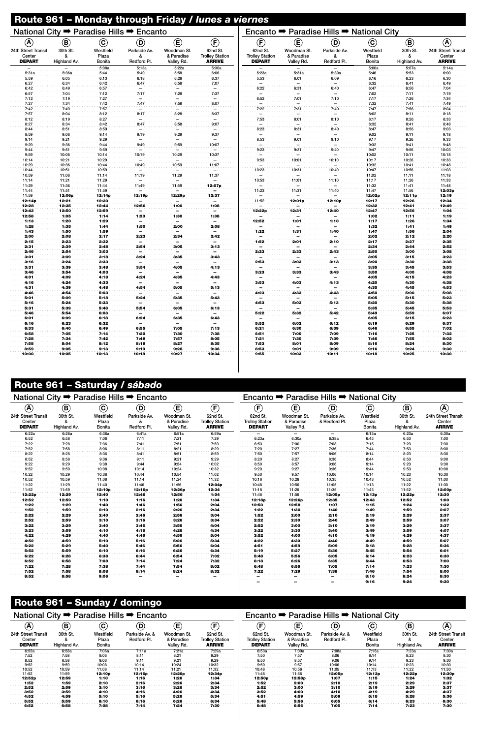# Route 961 – Monday through Friday / *lunes a viernes*

## National City ➡ Paradise Hills ➡ Encanto

| Ⓐ 24th Street Transit Center DEPART | Ⓑ 30th St. & Highland Av. | Ⓒ Westfield Plaza Bonita | Ⓓ Parkside Av. & Redford Pl. | Ⓔ Woodman St. & Paradise Valley Rd. | Ⓕ 62nd St. Trolley Station ARRIVE |
|---|---|---|---|---|---|
| – | – | 5:08a | 5:13a | 5:22a | 5:30a |
| 5:31a | 5:36a | 5:44 | 5:49 | 5:58 | 6:06 |
| 5:59 | 6:05 | 6:13 | 6:18 | 6:28 | 6:37 |
| 6:27 | 6:34 | 6:42 | 6:47 | 6:58 | 7:07 |
| 6:42 | 6:49 | 6:57 | – | – | – |
| 6:57 | 7:04 | 7:12 | 7:17 | 7:28 | 7:37 |
| 7:12 | 7:19 | 7:27 | – | – | – |
| 7:27 | 7:34 | 7:42 | 7:47 | 7:58 | 8:07 |
| 7:42 | 7:49 | 7:57 | – | – | – |
| 7:57 | 8:04 | 8:12 | 8:17 | 8:28 | 8:37 |
| 8:12 | 8:19 | 8:27 | – | – | – |
| 8:27 | 8:34 | 8:42 | 8:47 | 8:58 | 9:07 |
| 8:44 | 8:51 | 8:59 | – | – | – |
| 8:59 | 9:06 | 9:14 | 9:19 | 9:29 | 9:37 |
| 9:14 | 9:21 | 9:29 | – | – | – |
| 9:29 | 9:36 | 9:44 | 9:49 | 9:59 | 10:07 |
| 9:44 | 9:51 | 9:59 | – | – | – |
| 9:59 | 10:06 | 10:14 | 10:19 | 10:29 | 10:37 |
| 10:14 | 10:21 | 10:29 | – | – | – |
| 10:29 | 10:36 | 10:44 | 10:49 | 10:59 | 11:07 |
| 10:44 | 10:51 | 10:59 | – | – | – |
| 10:59 | 11:06 | 11:14 | 11:19 | 11:29 | 11:37 |
| 11:14 | 11:21 | 11:29 | – | – | – |
| 11:29 | 11:36 | 11:44 | 11:49 | 11:59 | **12:07p** |
| 11:44 | 11:51 | 11:59 | – | – | – |
| 11:59 | **12:06p** | **12:14p** | **12:19p** | **12:29p** | **12:37** |
| **12:14p** | **12:21** | **12:30** | – | – | – |
| **12:28** | **12:35** | **12:44** | **12:50** | **1:00** | **1:08** |
| **12:43** | **12:50** | **12:59** | – | – | – |
| **12:58** | **1:05** | **1:14** | **1:20** | **1:30** | **1:38** |
| **1:13** | **1:20** | **1:29** | – | – | – |
| **1:28** | **1:35** | **1:44** | **1:50** | **2:00** | **2:08** |
| **1:43** | **1:50** | **1:59** | – | – | – |
| **2:00** | **2:08** | **2:17** | **2:23** | **2:34** | **2:42** |
| **2:15** | **2:23** | **2:32** | – | – | – |
| **2:31** | **2:39** | **2:48** | **2:54** | **3:05** | **3:13** |
| **2:46** | **2:54** | **3:03** | – | – | – |
| **3:01** | **3:09** | **3:18** | **3:24** | **3:35** | **3:43** |
| **3:16** | **3:24** | **3:33** | – | – | – |
| **3:31** | **3:39** | **3:48** | **3:54** | **4:05** | **4:13** |
| **3:46** | **3:54** | **4:03** | – | – | – |
| **4:01** | **4:09** | **4:18** | **4:24** | **4:35** | **4:43** |
| **4:16** | **4:24** | **4:33** | – | – | – |
| **4:31** | **4:39** | **4:48** | **4:54** | **5:05** | **5:13** |
| **4:46** | **4:54** | **5:03** | – | – | – |
| **5:01** | **5:09** | **5:18** | **5:24** | **5:35** | **5:43** |
| **5:16** | **5:24** | **5:33** | – | – | – |
| **5:31** | **5:39** | **5:48** | **5:54** | **6:05** | **6:13** |
| **5:46** | **5:54** | **6:03** | – | – | – |
| **6:01** | **6:09** | **6:18** | **6:24** | **6:35** | **6:43** |
| **6:16** | **6:23** | **6:32** | – | – | – |
| **6:33** | **6:40** | **6:49** | **6:55** | **7:05** | **7:13** |
| **6:58** | **7:05** | **7:14** | **7:20** | **7:30** | **7:38** |
| **7:28** | **7:34** | **7:42** | **7:48** | **7:57** | **8:05** |
| **7:58** | **8:04** | **8:12** | **8:18** | **8:27** | **8:35** |
| **8:59** | **9:05** | **9:13** | **9:19** | **9:28** | **9:36** |
| **10:00** | **10:05** | **10:13** | **10:18** | **10:27** | **10:34** |

## Encanto ➡ Paradise Hills ➡ National City

| Ⓕ 62nd St. Trolley Station DEPART | Ⓔ Woodman St. & Paradise Valley Rd. | Ⓓ Parkside Av. & Redford Pl. | Ⓒ Westfield Plaza Bonita | Ⓑ 30th St. & Highland Av. | Ⓐ 24th Street Transit Center ARRIVE |
|---|---|---|---|---|---|
| – | – | – | 5:00a | 5:07a | 5:14a |
| 5:23a | 5:31a | 5:39a | 5:46 | 5:53 | 6:00 |
| 5:53 | 6:01 | 6:09 | 6:16 | 6:23 | 6:30 |
| – | – | – | 6:32 | 6:41 | 6:49 |
| 6:22 | 6:31 | 6:40 | 6:47 | 6:56 | 7:04 |
| – | – | – | 7:02 | 7:11 | 7:19 |
| 6:52 | 7:01 | 7:10 | 7:17 | 7:26 | 7:34 |
| – | – | – | 7:32 | 7:41 | 7:49 |
| 7:22 | 7:31 | 7:40 | 7:47 | 7:56 | 8:04 |
| – | – | – | 8:02 | 8:11 | 8:18 |
| 7:53 | 8:01 | 8:10 | 8:17 | 8:26 | 8:33 |
| – | – | – | 8:32 | 8:41 | 8:48 |
| 8:23 | 8:31 | 8:40 | 8:47 | 8:56 | 9:03 |
| – | – | – | 9:02 | 9:11 | 9:18 |
| 8:53 | 9:01 | 9:10 | 9:17 | 9:26 | 9:33 |
| – | – | – | 9:32 | 9:41 | 9:48 |
| 9:23 | 9:31 | 9:40 | 9:47 | 9:56 | 10:03 |
| – | – | – | 10:02 | 10:11 | 10:18 |
| 9:53 | 10:01 | 10:10 | 10:17 | 10:26 | 10:33 |
| – | – | – | 10:32 | 10:41 | 10:48 |
| 10:23 | 10:31 | 10:40 | 10:47 | 10:56 | 11:03 |
| – | – | – | 11:02 | 11:11 | 11:18 |
| 10:53 | 11:01 | 11:10 | 11:17 | 11:26 | 11:33 |
| – | – | – | 11:32 | 11:41 | 11:48 |
| 11:23 | 11:31 | 11:40 | 11:47 | 11:56 | **12:03p** |
| – | – | – | **12:02p** | **12:11p** | **12:19** |
| 11:52 | **12:01p** | **12:10p** | **12:17** | **12:26** | **12:34** |
| – | – | – | **12:32** | **12:41** | **12:49** |
| **12:22p** | **12:31** | **12:40** | **12:47** | **12:56** | **1:04** |
| – | – | – | **1:02** | **1:11** | **1:19** |
| **12:52** | **1:01** | **1:10** | **1:17** | **1:26** | **1:34** |
| – | – | – | **1:32** | **1:41** | **1:49** |
| **1:22** | **1:31** | **1:40** | **1:47** | **1:56** | **2:04** |
| – | – | – | **2:02** | **2:12** | **2:20** |
| **1:52** | **2:01** | **2:10** | **2:17** | **2:27** | **2:35** |
| – | – | – | **2:34** | **2:44** | **2:52** |
| **2:23** | **2:33** | **2:43** | **2:50** | **3:00** | **3:08** |
| – | – | – | **3:05** | **3:15** | **3:23** |
| **2:53** | **3:03** | **3:13** | **3:20** | **3:30** | **3:38** |
| – | – | – | **3:35** | **3:45** | **3:53** |
| **3:23** | **3:33** | **3:43** | **3:50** | **4:00** | **4:08** |
| – | – | – | **4:05** | **4:15** | **4:23** |
| **3:53** | **4:03** | **4:13** | **4:20** | **4:30** | **4:38** |
| – | – | – | **4:35** | **4:45** | **4:53** |
| **4:23** | **4:33** | **4:43** | **4:50** | **5:00** | **5:08** |
| – | – | – | **5:05** | **5:15** | **5:23** |
| **4:53** | **5:03** | **5:13** | **5:20** | **5:30** | **5:38** |
| – | – | – | **5:35** | **5:45** | **5:53** |
| **5:22** | **5:32** | **5:42** | **5:49** | **5:59** | **6:07** |
| – | – | – | **6:05** | **6:15** | **6:23** |
| **5:52** | **6:02** | **6:12** | **6:19** | **6:29** | **6:37** |
| **6:21** | **6:30** | **6:39** | **6:46** | **6:55** | **7:02** |
| **6:51** | **7:00** | **7:09** | **7:16** | **7:25** | **7:32** |
| **7:21** | **7:30** | **7:39** | **7:46** | **7:55** | **8:02** |
| **7:53** | **8:01** | **8:09** | **8:16** | **8:24** | **8:30** |
| **8:53** | **9:01** | **9:09** | **9:16** | **9:24** | **9:30** |
| **9:55** | **10:03** | **10:11** | **10:18** | **10:25** | **10:30** |

# Route 961 – Saturday / *sábado*

## National City ➡ Paradise Hills ➡ Encanto

| Ⓐ 24th Street Transit Center DEPART | Ⓑ 30th St. & Highland Av. | Ⓒ Westfield Plaza Bonita | Ⓓ Parkside Av. & Redford Pl. | Ⓔ Woodman St. & Paradise Valley Rd. | Ⓕ 62nd St. Trolley Station ARRIVE |
|---|---|---|---|---|---|
| 6:22a | 6:28a | 6:36a | 6:41a | 6:51a | 6:59a |
| 6:52 | 6:58 | 7:06 | 7:11 | 7:21 | 7:29 |
| 7:22 | 7:28 | 7:36 | 7:41 | 7:51 | 7:59 |
| 7:52 | 7:58 | 8:06 | 8:11 | 8:21 | 8:29 |
| 8:22 | 8:28 | 8:36 | 8:41 | 8:51 | 8:59 |
| 8:52 | 8:58 | 9:06 | 9:11 | 9:21 | 9:29 |
| 9:22 | 9:29 | 9:38 | 9:44 | 9:54 | 10:02 |
| 9:52 | 9:59 | 10:08 | 10:14 | 10:24 | 10:32 |
| 10:22 | 10:29 | 10:38 | 10:44 | 10:54 | 11:02 |
| 10:52 | 10:59 | 11:08 | 11:14 | 11:24 | 11:32 |
| 11:22 | 11:29 | 11:40 | 11:46 | 11:56 | **12:04p** |
| 11:52 | 11:59 | **12:10p** | **12:16p** | **12:26p** | **12:34** |
| **12:22p** | **12:29** | **12:40** | **12:46** | **12:56** | **1:04** |
| **12:52** | **12:59** | **1:10** | **1:16** | **1:26** | **1:34** |
| **1:22** | **1:29** | **1:40** | **1:46** | **1:56** | **2:04** |
| **1:52** | **1:59** | **2:10** | **2:16** | **2:26** | **2:34** |
| **2:22** | **2:29** | **2:40** | **2:46** | **2:56** | **3:04** |
| **2:52** | **2:59** | **3:10** | **3:16** | **3:26** | **3:34** |
| **3:22** | **3:29** | **3:40** | **3:46** | **3:56** | **4:04** |
| **3:23** | **3:59** | **4:10** | **4:16** | **4:26** | **4:34** |
| **4:22** | **4:29** | **4:40** | **4:46** | **4:56** | **5:04** |
| **4:52** | **4:59** | **5:10** | **5:16** | **5:26** | **5:34** |
| **5:22** | **5:29** | **5:40** | **5:46** | **5:56** | **6:04** |
| **5:52** | **5:59** | **6:10** | **6:16** | **6:26** | **6:34** |
| **6:22** | **6:28** | **6:38** | **6:44** | **6:54** | **7:02** |
| **6:52** | **6:58** | **7:08** | **7:14** | **7:24** | **7:32** |
| **7:22** | **7:28** | **7:38** | **7:44** | **7:54** | **8:02** |
| **7:52** | **7:58** | **8:08** | **8:14** | **8:24** | **8:32** |
| **8:52** | **8:58** | **9:06** | – | – | – |

## Encanto ➡ Paradise Hills ➡ National City

| Ⓕ 62nd St. Trolley Station DEPART | Ⓔ Woodman St. & Paradise Valley Rd. | Ⓓ Parkside Av. & Redford Pl. | Ⓒ Westfield Plaza Bonita | Ⓑ 30th St. & Highland Av. | Ⓐ 24th Street Transit Center ARRIVE |
|---|---|---|---|---|---|
| – | – | – | 6:15a | 6:23a | 6:30a |
| 6:23a | 6:30a | 6:38a | 6:45 | 6:53 | 7:00 |
| 6:53 | 7:00 | 7:08 | 7:15 | 7:23 | 7:30 |
| 7:20 | 7:27 | 7:36 | 7:44 | 7:53 | 8:00 |
| 7:50 | 7:57 | 8:06 | 8:14 | 8:23 | 8:30 |
| 8:20 | 8:27 | 8:36 | 8:44 | 8:53 | 9:00 |
| 8:50 | 8:57 | 9:06 | 9:14 | 9:23 | 9:30 |
| 9:20 | 9:27 | 9:36 | 9:44 | 9:53 | 10:00 |
| 9:50 | 9:57 | 10:06 | 10:14 | 10:23 | 10:30 |
| 10:18 | 10:26 | 10:35 | 10:43 | 10:52 | 11:00 |
| 10:48 | 10:56 | 11:05 | 11:13 | 11:22 | 11:30 |
| 11:18 | 11:26 | 11:35 | 11:43 | 11:52 | **12:00p** |
| 11:48 | 11:56 | **12:05p** | **12:13p** | **12:22p** | **12:30** |
| **12:18p** | **12:26p** | **12:35** | **12:43** | **12:52** | **1:00** |
| **12:50** | **12:58** | **1:07** | **1:15** | **1:24** | **1:32** |
| **1:22** | **1:30** | **1:40** | **1:49** | **1:59** | **2:07** |
| **1:52** | **2:00** | **2:10** | **2:19** | **2:29** | **2:37** |
| **2:22** | **2:30** | **2:40** | **2:49** | **2:59** | **3:07** |
| **2:52** | **3:00** | **3:10** | **3:19** | **3:29** | **3:37** |
| **3:22** | **3:30** | **3:40** | **3:49** | **3:59** | **4:07** |
| **3:52** | **4:00** | **4:10** | **4:19** | **4:29** | **4:37** |
| **4:22** | **4:30** | **4:40** | **4:49** | **4:59** | **5:07** |
| **4:51** | **4:59** | **5:09** | **5:18** | **5:28** | **5:36** |
| **5:19** | **5:27** | **5:36** | **5:45** | **5:54** | **6:01** |
| **5:48** | **5:56** | **6:05** | **6:14** | **6:23** | **6:30** |
| **6:18** | **6:26** | **6:35** | **6:44** | **6:53** | **7:00** |
| **6:48** | **6:56** | **7:05** | **7:14** | **7:23** | **7:30** |
| **7:22** | **7:29** | **7:38** | **7:46** | **7:54** | **8:00** |
| – | – | – | **8:16** | **8:24** | **8:30** |
| – | – | – | **9:16** | **9:24** | **9:30** |

# Route 961 – Sunday / *domingo*

## National City ➡ Paradise Hills ➡ Encanto

| Ⓐ 24th Street Transit Center DEPART | Ⓑ 30th St. & Highland Av. | Ⓒ Westfield Plaza Bonita | Ⓓ Parkside Av. & Redford Pl. | Ⓔ Woodman St. & Paradise Valley Rd. | Ⓕ 62nd St. Trolley Station ARRIVE |
|---|---|---|---|---|---|
| 6:52a | 6:58a | 7:06a | 7:11a | 7:21a | 7:29a |
| 7:52 | 7:58 | 8:06 | 8:11 | 8:21 | 8:29 |
| 8:52 | 8:58 | 9:06 | 9:11 | 9:21 | 9:29 |
| 9:52 | 9:59 | 10:08 | 10:14 | 10:24 | 10:32 |
| 10:52 | 10:59 | 11:08 | 11:14 | 11:21 | 11:32 |
| 11:52 | 11:59 | **12:10p** | **12:16p** | **12:26p** | **12:34p** |
| **12:52p** | **12:59** | **1:10** | **1:16** | **1:26** | **1:34** |
| **1:52** | **1:59** | **2:10** | **2:16** | **2:26** | **2:34** |
| **2:52** | **2:59** | **3:10** | **3:16** | **3:26** | **3:34** |
| **3:52** | **3:59** | **4:10** | **4:16** | **4:26** | **4:34** |
| **4:52** | **4:59** | **5:10** | **5:16** | **5:26** | **5:34** |
| **5:52** | **5:59** | **6:10** | **6:16** | **6:26** | **6:34** |
| **6:52** | **6:58** | **7:08** | **7:14** | **7:24** | **7:30** |

## Encanto ➡ Paradise Hills ➡ National City

| Ⓕ 62nd St. Trolley Station DEPART | Ⓔ Woodman St. & Paradise Valley Rd. | Ⓓ Parkside Av. & Redford Pl. | Ⓒ Westfield Plaza Bonita | Ⓑ 30th St. & Highland Av. | Ⓐ 24th Street Transit Center ARRIVE |
|---|---|---|---|---|---|
| 6:53a | 7:00a | 7:08a | 7:15a | 7:23a | 7:30a |
| 7:50 | 7:57 | 8:06 | 8:14 | 8:23 | 8:30 |
| 8:50 | 8:57 | 9:06 | 9:14 | 9:23 | 9:30 |
| 9:50 | 9:57 | 10:06 | 10:14 | 10:23 | 10:30 |
| 10:48 | 10:56 | 11:05 | 11:13 | 11:22 | 11:30 |
| 11:48 | 11:56 | **12:05p** | **12:13p** | **12:22p** | **12:30p** |
| **12:50p** | **12:58p** | **1:07** | **1:15** | **1:24** | **1:32** |
| **1:52** | **2:00** | **2:10** | **2:19** | **2:29** | **2:37** |
| **2:52** | **3:00** | **3:10** | **3:19** | **3:29** | **3:37** |
| **3:52** | **4:00** | **4:10** | **4:19** | **4:29** | **4:37** |
| **4:51** | **4:59** | **5:09** | **5:18** | **5:28** | **5:36** |
| **5:48** | **5:56** | **6:05** | **6:14** | **6:23** | **6:30** |
| **6:48** | **6:56** | **7:05** | **7:14** | **7:23** | **7:30** |